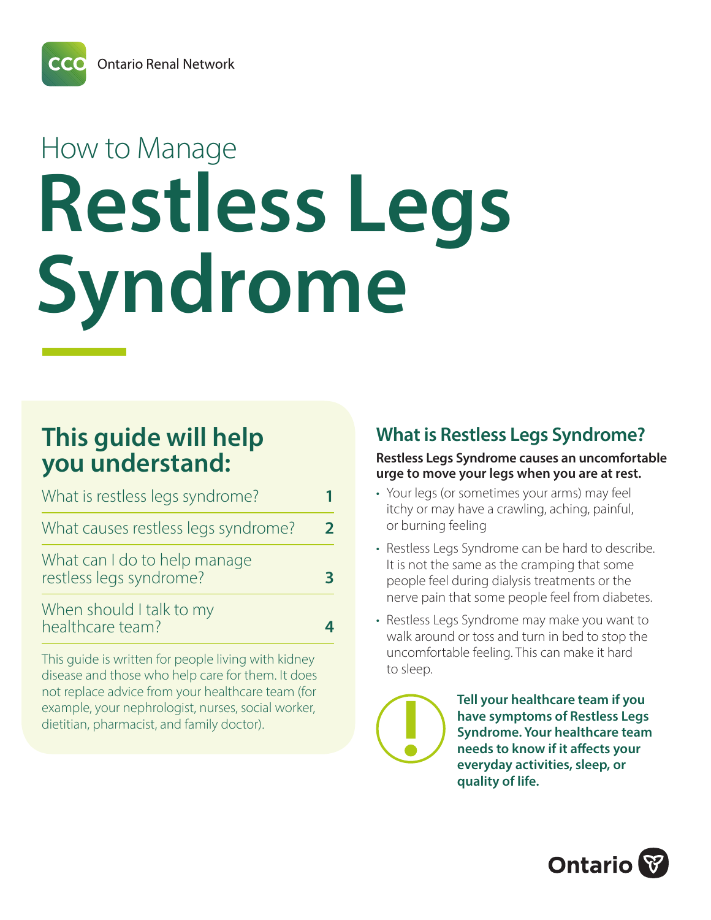CCO Ontario Renal Network

How to Manage

# Restless Legs Syndrome

## This guide will help you understand:

| | |
|---|---|
| What is restless legs syndrome? | 1 |
| What causes restless legs syndrome? | 2 |
| What can I do to help manage restless legs syndrome? | 3 |
| When should I talk to my healthcare team? | 4 |

This guide is written for people living with kidney disease and those who help care for them. It does not replace advice from your healthcare team (for example, your nephrologist, nurses, social worker, dietitian, pharmacist, and family doctor).

## What is Restless Legs Syndrome?

**Restless Legs Syndrome causes an uncomfortable urge to move your legs when you are at rest.**

- Your legs (or sometimes your arms) may feel itchy or may have a crawling, aching, painful, or burning feeling
- Restless Legs Syndrome can be hard to describe. It is not the same as the cramping that some people feel during dialysis treatments or the nerve pain that some people feel from diabetes.
- Restless Legs Syndrome may make you want to walk around or toss and turn in bed to stop the uncomfortable feeling. This can make it hard to sleep.

**Tell your healthcare team if you have symptoms of Restless Legs Syndrome. Your healthcare team needs to know if it affects your everyday activities, sleep, or quality of life.**

Ontario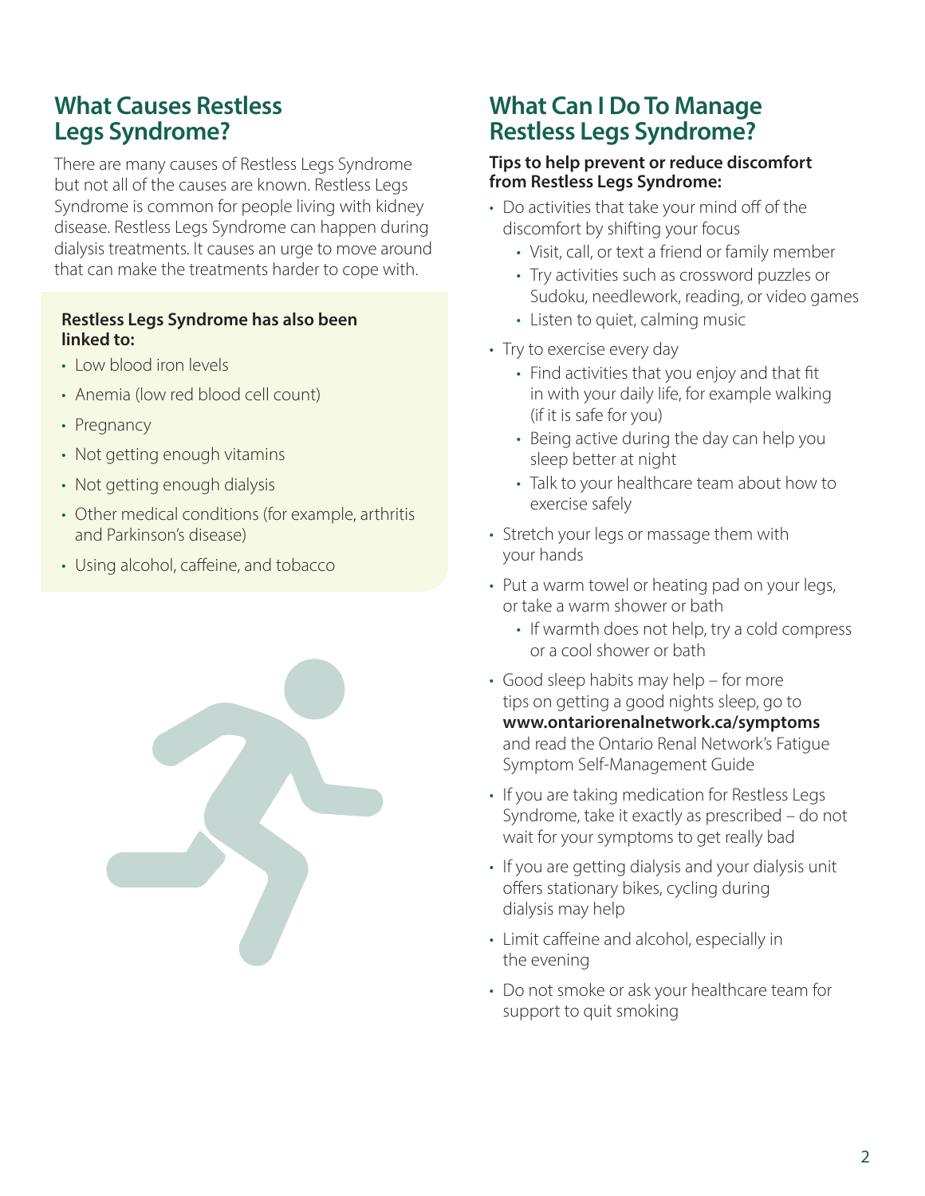## What Causes Restless Legs Syndrome?

There are many causes of Restless Legs Syndrome but not all of the causes are known. Restless Legs Syndrome is common for people living with kidney disease. Restless Legs Syndrome can happen during dialysis treatments. It causes an urge to move around that can make the treatments harder to cope with.

**Restless Legs Syndrome has also been linked to:**

- Low blood iron levels
- Anemia (low red blood cell count)
- Pregnancy
- Not getting enough vitamins
- Not getting enough dialysis
- Other medical conditions (for example, arthritis and Parkinson's disease)
- Using alcohol, caffeine, and tobacco

## What Can I Do To Manage Restless Legs Syndrome?

**Tips to help prevent or reduce discomfort from Restless Legs Syndrome:**

- Do activities that take your mind off of the discomfort by shifting your focus
  - Visit, call, or text a friend or family member
  - Try activities such as crossword puzzles or Sudoku, needlework, reading, or video games
  - Listen to quiet, calming music
- Try to exercise every day
  - Find activities that you enjoy and that fit in with your daily life, for example walking (if it is safe for you)
  - Being active during the day can help you sleep better at night
  - Talk to your healthcare team about how to exercise safely
- Stretch your legs or massage them with your hands
- Put a warm towel or heating pad on your legs, or take a warm shower or bath
  - If warmth does not help, try a cold compress or a cool shower or bath
- Good sleep habits may help – for more tips on getting a good nights sleep, go to **www.ontariorenalnetwork.ca/symptoms** and read the Ontario Renal Network's Fatigue Symptom Self-Management Guide
- If you are taking medication for Restless Legs Syndrome, take it exactly as prescribed – do not wait for your symptoms to get really bad
- If you are getting dialysis and your dialysis unit offers stationary bikes, cycling during dialysis may help
- Limit caffeine and alcohol, especially in the evening
- Do not smoke or ask your healthcare team for support to quit smoking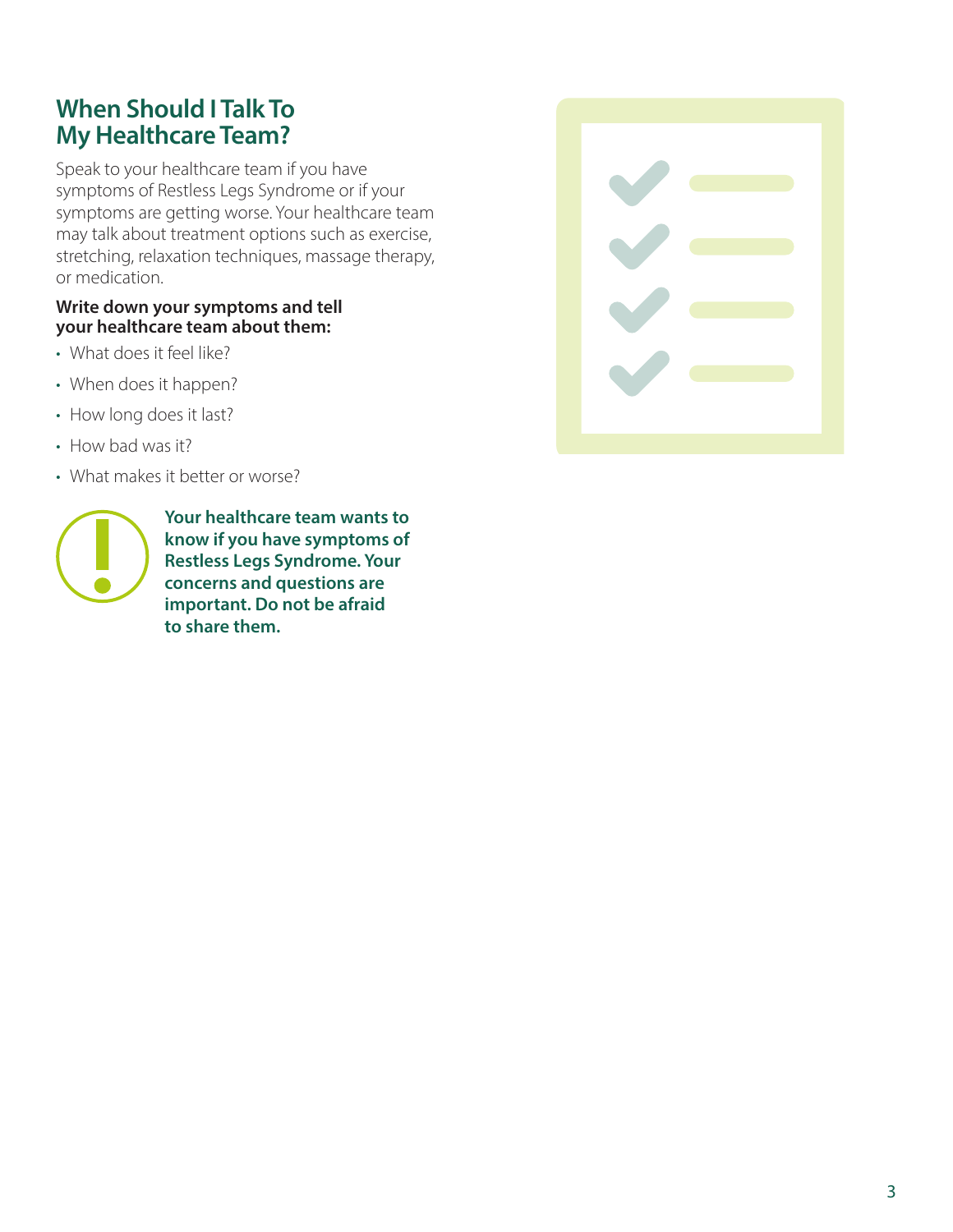## When Should I Talk To My Healthcare Team?

Speak to your healthcare team if you have symptoms of Restless Legs Syndrome or if your symptoms are getting worse. Your healthcare team may talk about treatment options such as exercise, stretching, relaxation techniques, massage therapy, or medication.

**Write down your symptoms and tell your healthcare team about them:**

- What does it feel like?
- When does it happen?
- How long does it last?
- How bad was it?
- What makes it better or worse?

**Your healthcare team wants to know if you have symptoms of Restless Legs Syndrome. Your concerns and questions are important. Do not be afraid to share them.**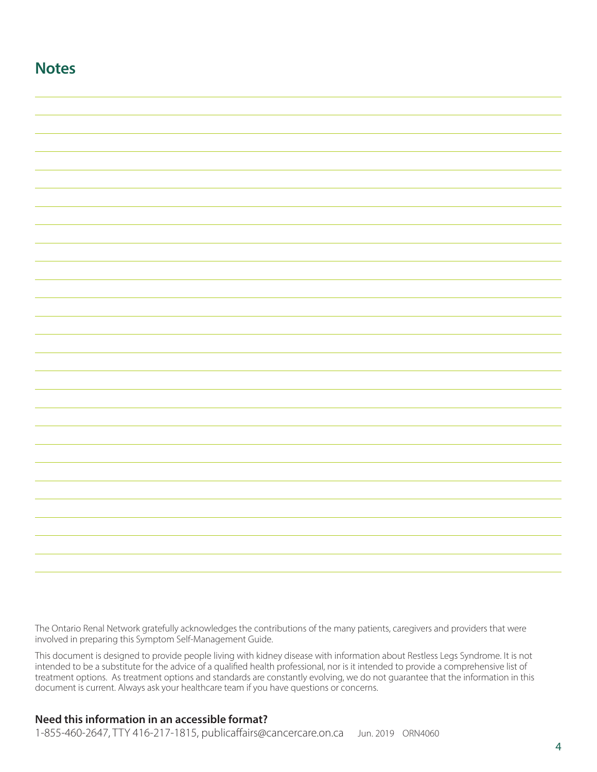## Notes

The Ontario Renal Network gratefully acknowledges the contributions of the many patients, caregivers and providers that were involved in preparing this Symptom Self-Management Guide.

This document is designed to provide people living with kidney disease with information about Restless Legs Syndrome. It is not intended to be a substitute for the advice of a qualified health professional, nor is it intended to provide a comprehensive list of treatment options. As treatment options and standards are constantly evolving, we do not guarantee that the information in this document is current. Always ask your healthcare team if you have questions or concerns.

**Need this information in an accessible format?**

1-855-460-2647, TTY 416-217-1815, publicaffairs@cancercare.on.ca Jun. 2019 ORN4060